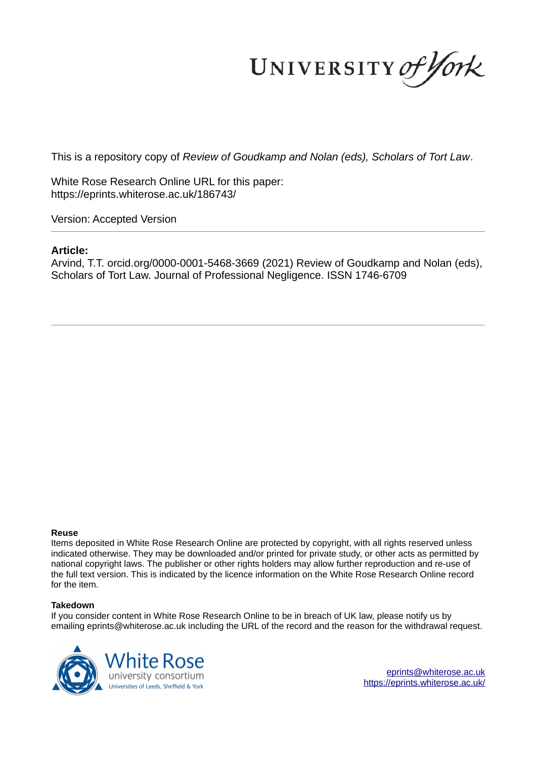UNIVERSITY *of York*

This is a repository copy of *Review of Goudkamp and Nolan (eds), Scholars of Tort Law*.

White Rose Research Online URL for this paper:
https://eprints.whiterose.ac.uk/186743/

Version: Accepted Version

**Article:**

Arvind, T.T. orcid.org/0000-0001-5468-3669 (2021) Review of Goudkamp and Nolan (eds), Scholars of Tort Law. Journal of Professional Negligence. ISSN 1746-6709

**Reuse**

Items deposited in White Rose Research Online are protected by copyright, with all rights reserved unless indicated otherwise. They may be downloaded and/or printed for private study, or other acts as permitted by national copyright laws. The publisher or other rights holders may allow further reproduction and re-use of the full text version. This is indicated by the licence information on the White Rose Research Online record for the item.

**Takedown**

If you consider content in White Rose Research Online to be in breach of UK law, please notify us by emailing eprints@whiterose.ac.uk including the URL of the record and the reason for the withdrawal request.

White Rose
university consortium
Universities of Leeds, Sheffield & York

eprints@whiterose.ac.uk
https://eprints.whiterose.ac.uk/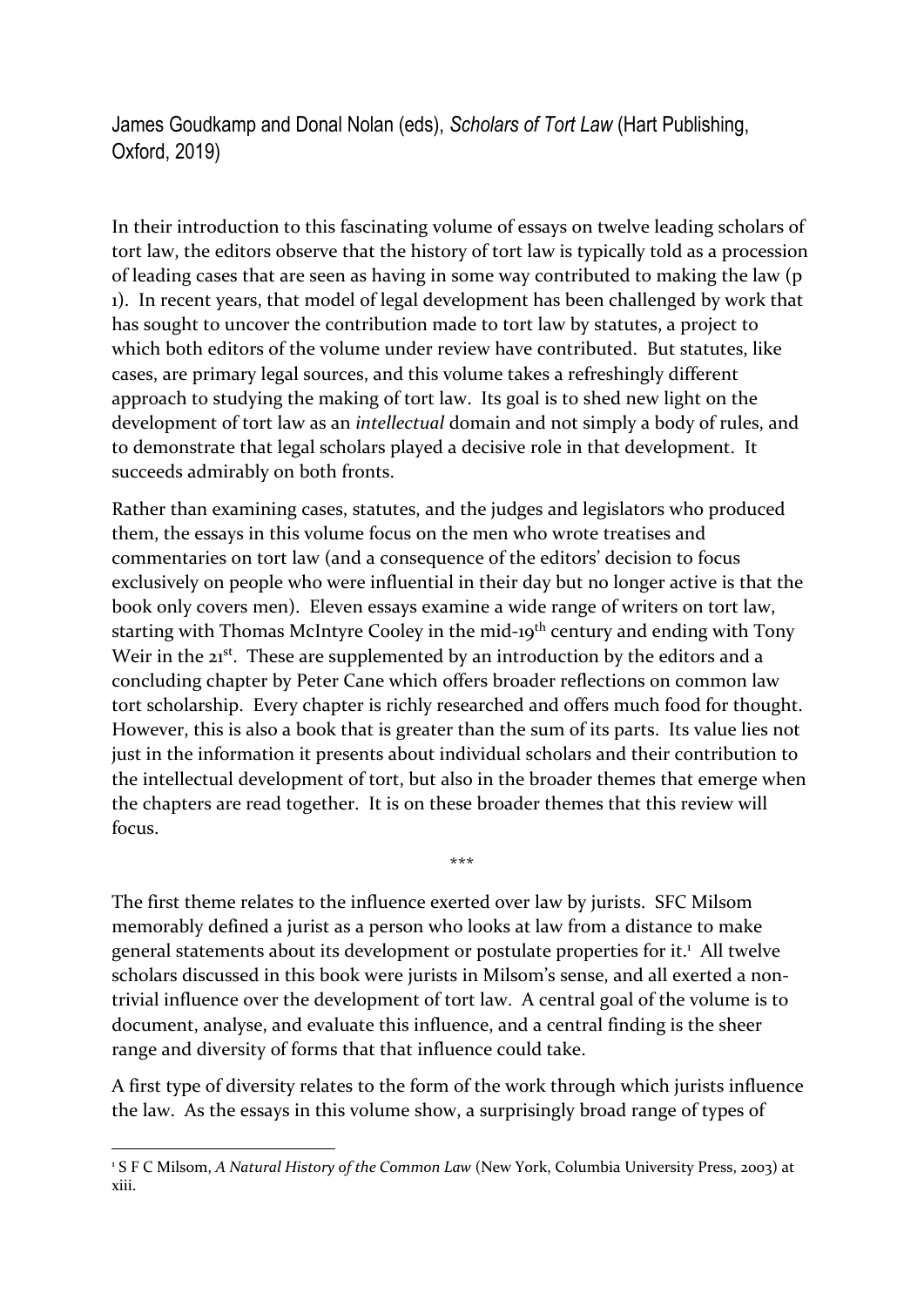James Goudkamp and Donal Nolan (eds), *Scholars of Tort Law* (Hart Publishing, Oxford, 2019)

In their introduction to this fascinating volume of essays on twelve leading scholars of tort law, the editors observe that the history of tort law is typically told as a procession of leading cases that are seen as having in some way contributed to making the law (p 1). In recent years, that model of legal development has been challenged by work that has sought to uncover the contribution made to tort law by statutes, a project to which both editors of the volume under review have contributed. But statutes, like cases, are primary legal sources, and this volume takes a refreshingly different approach to studying the making of tort law. Its goal is to shed new light on the development of tort law as an *intellectual* domain and not simply a body of rules, and to demonstrate that legal scholars played a decisive role in that development. It succeeds admirably on both fronts.

Rather than examining cases, statutes, and the judges and legislators who produced them, the essays in this volume focus on the men who wrote treatises and commentaries on tort law (and a consequence of the editors' decision to focus exclusively on people who were influential in their day but no longer active is that the book only covers men). Eleven essays examine a wide range of writers on tort law, starting with Thomas McIntyre Cooley in the mid-19th century and ending with Tony Weir in the 21st. These are supplemented by an introduction by the editors and a concluding chapter by Peter Cane which offers broader reflections on common law tort scholarship. Every chapter is richly researched and offers much food for thought. However, this is also a book that is greater than the sum of its parts. Its value lies not just in the information it presents about individual scholars and their contribution to the intellectual development of tort, but also in the broader themes that emerge when the chapters are read together. It is on these broader themes that this review will focus.

\*\*\*

The first theme relates to the influence exerted over law by jurists. SFC Milsom memorably defined a jurist as a person who looks at law from a distance to make general statements about its development or postulate properties for it.[1] All twelve scholars discussed in this book were jurists in Milsom's sense, and all exerted a non-trivial influence over the development of tort law. A central goal of the volume is to document, analyse, and evaluate this influence, and a central finding is the sheer range and diversity of forms that that influence could take.

A first type of diversity relates to the form of the work through which jurists influence the law. As the essays in this volume show, a surprisingly broad range of types of

[1] S F C Milsom, *A Natural History of the Common Law* (New York, Columbia University Press, 2003) at xiii.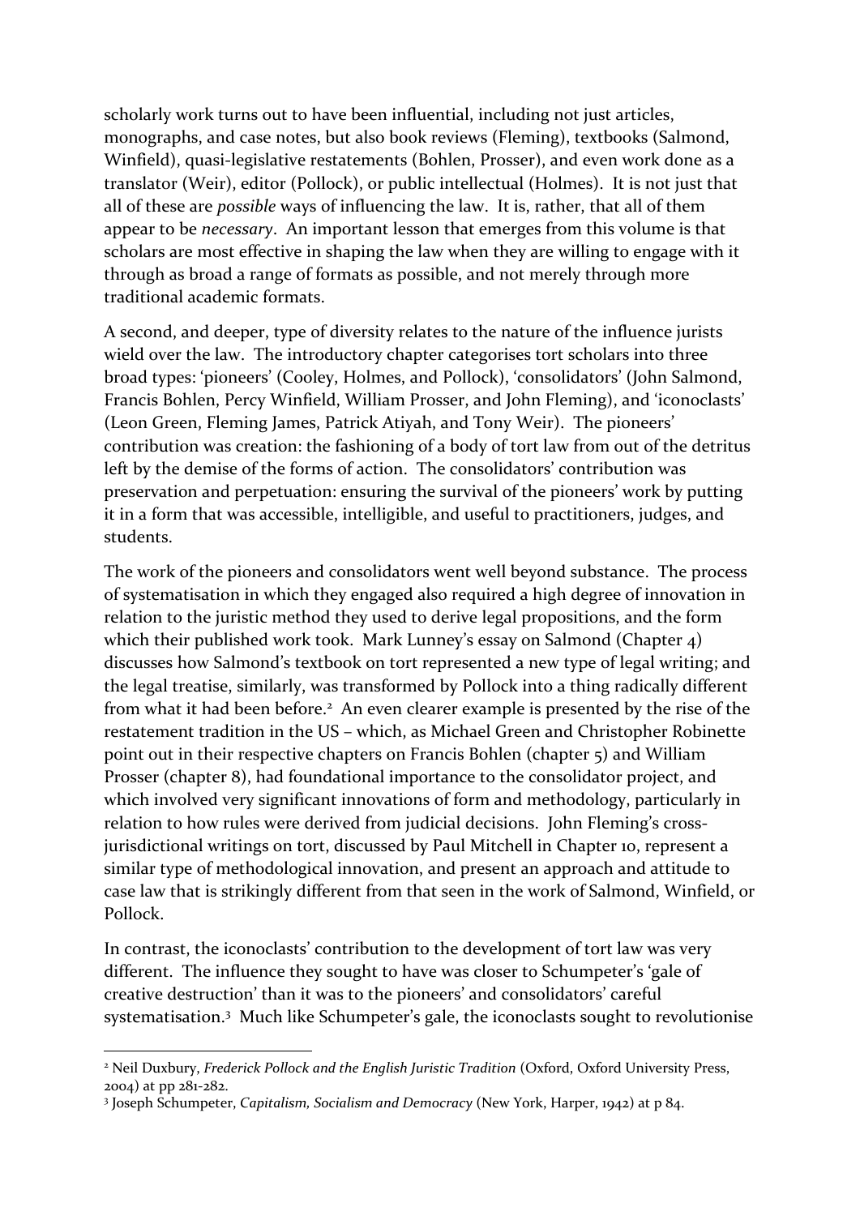scholarly work turns out to have been influential, including not just articles, monographs, and case notes, but also book reviews (Fleming), textbooks (Salmond, Winfield), quasi-legislative restatements (Bohlen, Prosser), and even work done as a translator (Weir), editor (Pollock), or public intellectual (Holmes). It is not just that all of these are *possible* ways of influencing the law. It is, rather, that all of them appear to be *necessary*. An important lesson that emerges from this volume is that scholars are most effective in shaping the law when they are willing to engage with it through as broad a range of formats as possible, and not merely through more traditional academic formats.

A second, and deeper, type of diversity relates to the nature of the influence jurists wield over the law. The introductory chapter categorises tort scholars into three broad types: 'pioneers' (Cooley, Holmes, and Pollock), 'consolidators' (John Salmond, Francis Bohlen, Percy Winfield, William Prosser, and John Fleming), and 'iconoclasts' (Leon Green, Fleming James, Patrick Atiyah, and Tony Weir). The pioneers' contribution was creation: the fashioning of a body of tort law from out of the detritus left by the demise of the forms of action. The consolidators' contribution was preservation and perpetuation: ensuring the survival of the pioneers' work by putting it in a form that was accessible, intelligible, and useful to practitioners, judges, and students.

The work of the pioneers and consolidators went well beyond substance. The process of systematisation in which they engaged also required a high degree of innovation in relation to the juristic method they used to derive legal propositions, and the form which their published work took. Mark Lunney's essay on Salmond (Chapter 4) discusses how Salmond's textbook on tort represented a new type of legal writing; and the legal treatise, similarly, was transformed by Pollock into a thing radically different from what it had been before.[2] An even clearer example is presented by the rise of the restatement tradition in the US – which, as Michael Green and Christopher Robinette point out in their respective chapters on Francis Bohlen (chapter 5) and William Prosser (chapter 8), had foundational importance to the consolidator project, and which involved very significant innovations of form and methodology, particularly in relation to how rules were derived from judicial decisions. John Fleming's cross-jurisdictional writings on tort, discussed by Paul Mitchell in Chapter 10, represent a similar type of methodological innovation, and present an approach and attitude to case law that is strikingly different from that seen in the work of Salmond, Winfield, or Pollock.

In contrast, the iconoclasts' contribution to the development of tort law was very different. The influence they sought to have was closer to Schumpeter's 'gale of creative destruction' than it was to the pioneers' and consolidators' careful systematisation.[3] Much like Schumpeter's gale, the iconoclasts sought to revolutionise

---

[2] Neil Duxbury, *Frederick Pollock and the English Juristic Tradition* (Oxford, Oxford University Press, 2004) at pp 281-282.

[3] Joseph Schumpeter, *Capitalism, Socialism and Democracy* (New York, Harper, 1942) at p 84.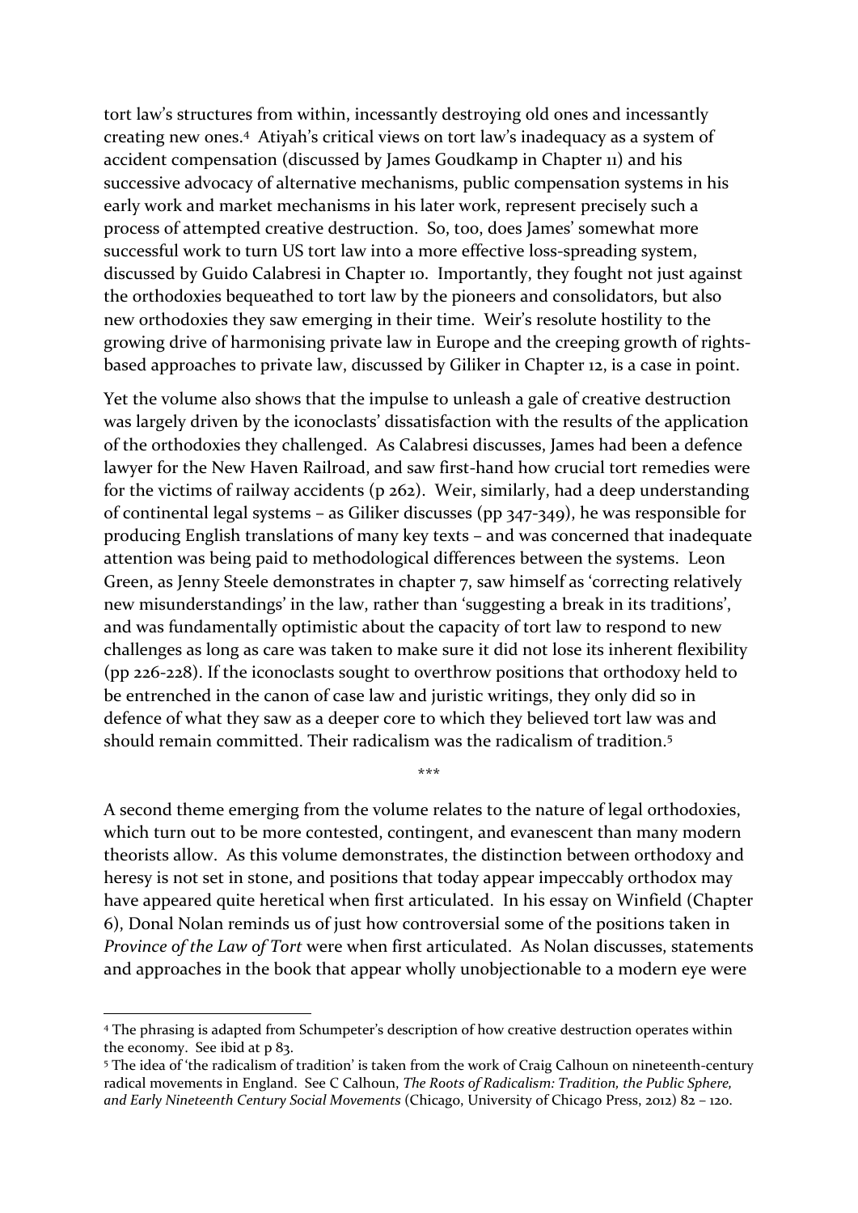tort law's structures from within, incessantly destroying old ones and incessantly creating new ones.[4] Atiyah's critical views on tort law's inadequacy as a system of accident compensation (discussed by James Goudkamp in Chapter 11) and his successive advocacy of alternative mechanisms, public compensation systems in his early work and market mechanisms in his later work, represent precisely such a process of attempted creative destruction. So, too, does James' somewhat more successful work to turn US tort law into a more effective loss-spreading system, discussed by Guido Calabresi in Chapter 10. Importantly, they fought not just against the orthodoxies bequeathed to tort law by the pioneers and consolidators, but also new orthodoxies they saw emerging in their time. Weir's resolute hostility to the growing drive of harmonising private law in Europe and the creeping growth of rights-based approaches to private law, discussed by Giliker in Chapter 12, is a case in point.

Yet the volume also shows that the impulse to unleash a gale of creative destruction was largely driven by the iconoclasts' dissatisfaction with the results of the application of the orthodoxies they challenged. As Calabresi discusses, James had been a defence lawyer for the New Haven Railroad, and saw first-hand how crucial tort remedies were for the victims of railway accidents (p 262). Weir, similarly, had a deep understanding of continental legal systems – as Giliker discusses (pp 347-349), he was responsible for producing English translations of many key texts – and was concerned that inadequate attention was being paid to methodological differences between the systems. Leon Green, as Jenny Steele demonstrates in chapter 7, saw himself as 'correcting relatively new misunderstandings' in the law, rather than 'suggesting a break in its traditions', and was fundamentally optimistic about the capacity of tort law to respond to new challenges as long as care was taken to make sure it did not lose its inherent flexibility (pp 226-228). If the iconoclasts sought to overthrow positions that orthodoxy held to be entrenched in the canon of case law and juristic writings, they only did so in defence of what they saw as a deeper core to which they believed tort law was and should remain committed. Their radicalism was the radicalism of tradition.[5]

\*\*\*

A second theme emerging from the volume relates to the nature of legal orthodoxies, which turn out to be more contested, contingent, and evanescent than many modern theorists allow. As this volume demonstrates, the distinction between orthodoxy and heresy is not set in stone, and positions that today appear impeccably orthodox may have appeared quite heretical when first articulated. In his essay on Winfield (Chapter 6), Donal Nolan reminds us of just how controversial some of the positions taken in *Province of the Law of Tort* were when first articulated. As Nolan discusses, statements and approaches in the book that appear wholly unobjectionable to a modern eye were

---

[4] The phrasing is adapted from Schumpeter's description of how creative destruction operates within the economy. See ibid at p 83.

[5] The idea of 'the radicalism of tradition' is taken from the work of Craig Calhoun on nineteenth-century radical movements in England. See C Calhoun, *The Roots of Radicalism: Tradition, the Public Sphere, and Early Nineteenth Century Social Movements* (Chicago, University of Chicago Press, 2012) 82 – 120.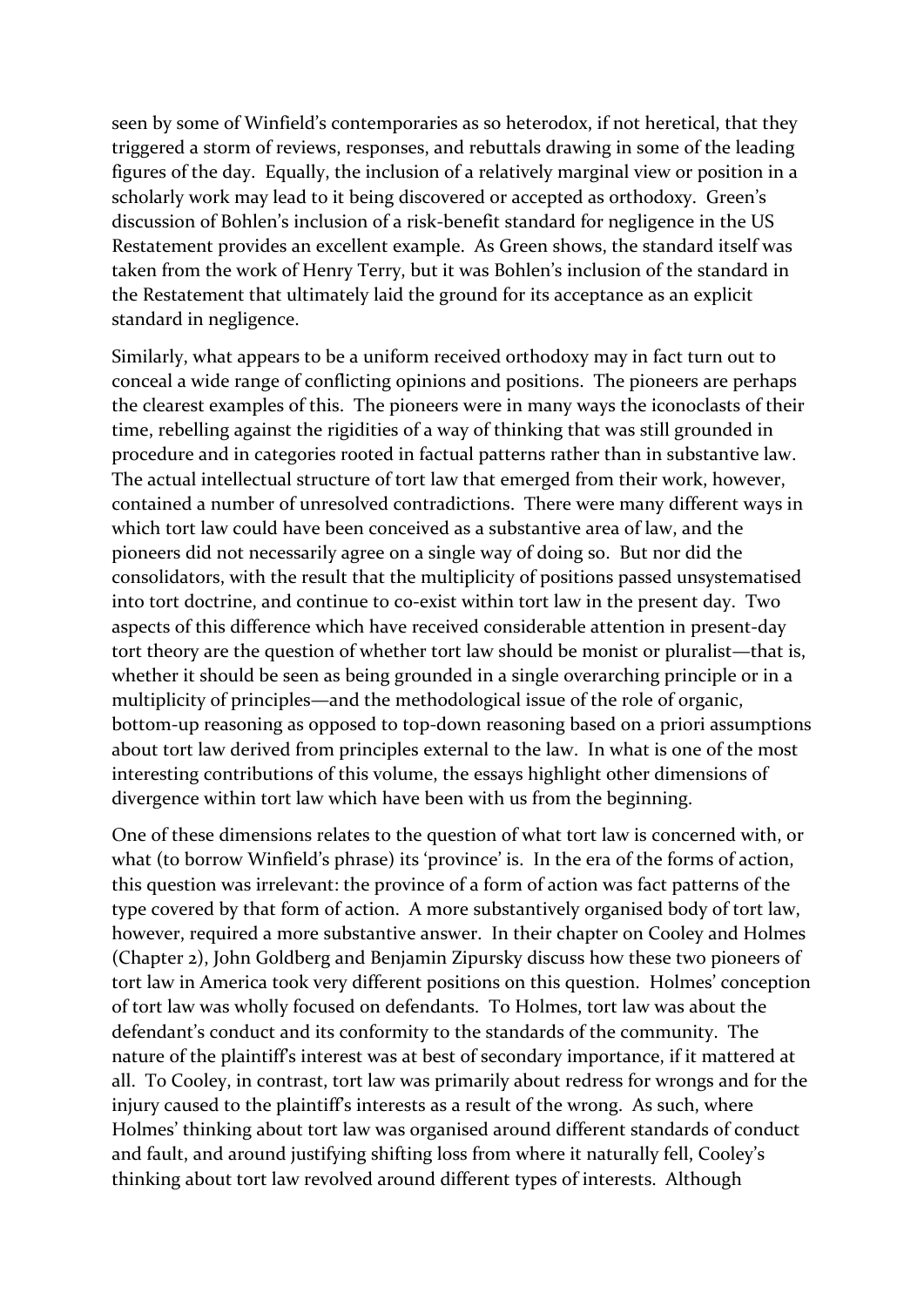seen by some of Winfield's contemporaries as so heterodox, if not heretical, that they triggered a storm of reviews, responses, and rebuttals drawing in some of the leading figures of the day. Equally, the inclusion of a relatively marginal view or position in a scholarly work may lead to it being discovered or accepted as orthodoxy. Green's discussion of Bohlen's inclusion of a risk-benefit standard for negligence in the US Restatement provides an excellent example. As Green shows, the standard itself was taken from the work of Henry Terry, but it was Bohlen's inclusion of the standard in the Restatement that ultimately laid the ground for its acceptance as an explicit standard in negligence.

Similarly, what appears to be a uniform received orthodoxy may in fact turn out to conceal a wide range of conflicting opinions and positions. The pioneers are perhaps the clearest examples of this. The pioneers were in many ways the iconoclasts of their time, rebelling against the rigidities of a way of thinking that was still grounded in procedure and in categories rooted in factual patterns rather than in substantive law. The actual intellectual structure of tort law that emerged from their work, however, contained a number of unresolved contradictions. There were many different ways in which tort law could have been conceived as a substantive area of law, and the pioneers did not necessarily agree on a single way of doing so. But nor did the consolidators, with the result that the multiplicity of positions passed unsystematised into tort doctrine, and continue to co-exist within tort law in the present day. Two aspects of this difference which have received considerable attention in present-day tort theory are the question of whether tort law should be monist or pluralist—that is, whether it should be seen as being grounded in a single overarching principle or in a multiplicity of principles—and the methodological issue of the role of organic, bottom-up reasoning as opposed to top-down reasoning based on a priori assumptions about tort law derived from principles external to the law. In what is one of the most interesting contributions of this volume, the essays highlight other dimensions of divergence within tort law which have been with us from the beginning.

One of these dimensions relates to the question of what tort law is concerned with, or what (to borrow Winfield's phrase) its 'province' is. In the era of the forms of action, this question was irrelevant: the province of a form of action was fact patterns of the type covered by that form of action. A more substantively organised body of tort law, however, required a more substantive answer. In their chapter on Cooley and Holmes (Chapter 2), John Goldberg and Benjamin Zipursky discuss how these two pioneers of tort law in America took very different positions on this question. Holmes' conception of tort law was wholly focused on defendants. To Holmes, tort law was about the defendant's conduct and its conformity to the standards of the community. The nature of the plaintiff's interest was at best of secondary importance, if it mattered at all. To Cooley, in contrast, tort law was primarily about redress for wrongs and for the injury caused to the plaintiff's interests as a result of the wrong. As such, where Holmes' thinking about tort law was organised around different standards of conduct and fault, and around justifying shifting loss from where it naturally fell, Cooley's thinking about tort law revolved around different types of interests. Although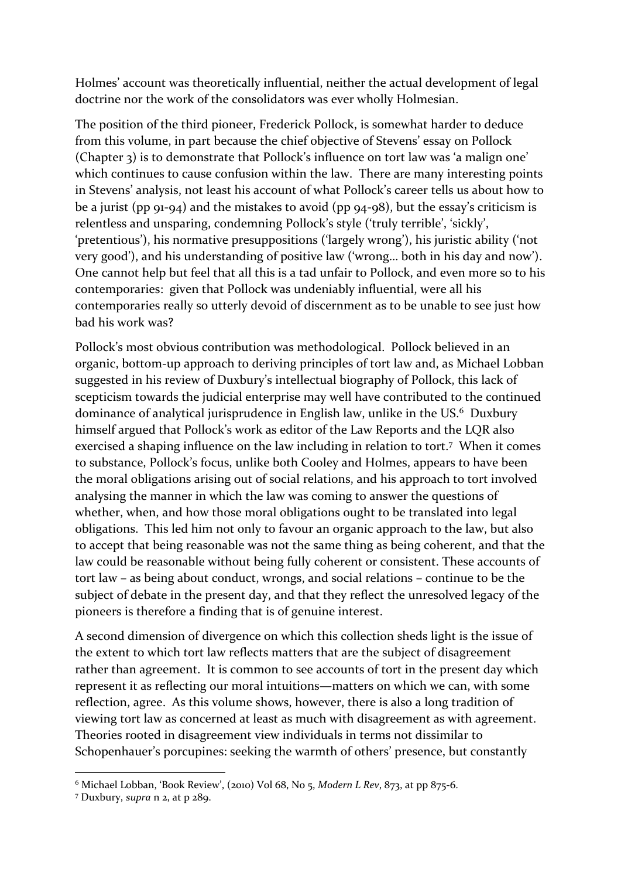Holmes' account was theoretically influential, neither the actual development of legal doctrine nor the work of the consolidators was ever wholly Holmesian.

The position of the third pioneer, Frederick Pollock, is somewhat harder to deduce from this volume, in part because the chief objective of Stevens' essay on Pollock (Chapter 3) is to demonstrate that Pollock's influence on tort law was 'a malign one' which continues to cause confusion within the law. There are many interesting points in Stevens' analysis, not least his account of what Pollock's career tells us about how to be a jurist (pp 91-94) and the mistakes to avoid (pp 94-98), but the essay's criticism is relentless and unsparing, condemning Pollock's style ('truly terrible', 'sickly', 'pretentious'), his normative presuppositions ('largely wrong'), his juristic ability ('not very good'), and his understanding of positive law ('wrong… both in his day and now'). One cannot help but feel that all this is a tad unfair to Pollock, and even more so to his contemporaries: given that Pollock was undeniably influential, were all his contemporaries really so utterly devoid of discernment as to be unable to see just how bad his work was?

Pollock's most obvious contribution was methodological. Pollock believed in an organic, bottom-up approach to deriving principles of tort law and, as Michael Lobban suggested in his review of Duxbury's intellectual biography of Pollock, this lack of scepticism towards the judicial enterprise may well have contributed to the continued dominance of analytical jurisprudence in English law, unlike in the US.[6] Duxbury himself argued that Pollock's work as editor of the Law Reports and the LQR also exercised a shaping influence on the law including in relation to tort.[7] When it comes to substance, Pollock's focus, unlike both Cooley and Holmes, appears to have been the moral obligations arising out of social relations, and his approach to tort involved analysing the manner in which the law was coming to answer the questions of whether, when, and how those moral obligations ought to be translated into legal obligations. This led him not only to favour an organic approach to the law, but also to accept that being reasonable was not the same thing as being coherent, and that the law could be reasonable without being fully coherent or consistent. These accounts of tort law – as being about conduct, wrongs, and social relations – continue to be the subject of debate in the present day, and that they reflect the unresolved legacy of the pioneers is therefore a finding that is of genuine interest.

A second dimension of divergence on which this collection sheds light is the issue of the extent to which tort law reflects matters that are the subject of disagreement rather than agreement. It is common to see accounts of tort in the present day which represent it as reflecting our moral intuitions—matters on which we can, with some reflection, agree. As this volume shows, however, there is also a long tradition of viewing tort law as concerned at least as much with disagreement as with agreement. Theories rooted in disagreement view individuals in terms not dissimilar to Schopenhauer's porcupines: seeking the warmth of others' presence, but constantly

---

[6] Michael Lobban, 'Book Review', (2010) Vol 68, No 5, *Modern L Rev*, 873, at pp 875-6.

[7] Duxbury, *supra* n 2, at p 289.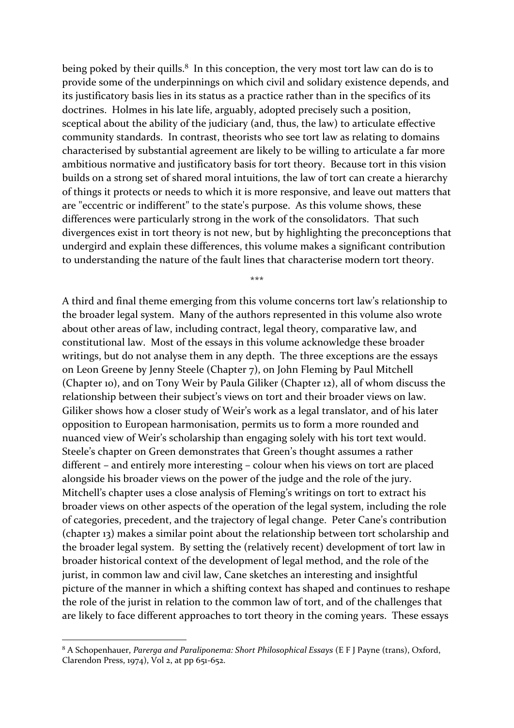being poked by their quills.[8] In this conception, the very most tort law can do is to provide some of the underpinnings on which civil and solidary existence depends, and its justificatory basis lies in its status as a practice rather than in the specifics of its doctrines. Holmes in his late life, arguably, adopted precisely such a position, sceptical about the ability of the judiciary (and, thus, the law) to articulate effective community standards. In contrast, theorists who see tort law as relating to domains characterised by substantial agreement are likely to be willing to articulate a far more ambitious normative and justificatory basis for tort theory. Because tort in this vision builds on a strong set of shared moral intuitions, the law of tort can create a hierarchy of things it protects or needs to which it is more responsive, and leave out matters that are "eccentric or indifferent" to the state's purpose. As this volume shows, these differences were particularly strong in the work of the consolidators. That such divergences exist in tort theory is not new, but by highlighting the preconceptions that undergird and explain these differences, this volume makes a significant contribution to understanding the nature of the fault lines that characterise modern tort theory.

\*\*\*

A third and final theme emerging from this volume concerns tort law's relationship to the broader legal system. Many of the authors represented in this volume also wrote about other areas of law, including contract, legal theory, comparative law, and constitutional law. Most of the essays in this volume acknowledge these broader writings, but do not analyse them in any depth. The three exceptions are the essays on Leon Greene by Jenny Steele (Chapter 7), on John Fleming by Paul Mitchell (Chapter 10), and on Tony Weir by Paula Giliker (Chapter 12), all of whom discuss the relationship between their subject's views on tort and their broader views on law. Giliker shows how a closer study of Weir's work as a legal translator, and of his later opposition to European harmonisation, permits us to form a more rounded and nuanced view of Weir's scholarship than engaging solely with his tort text would. Steele's chapter on Green demonstrates that Green's thought assumes a rather different – and entirely more interesting – colour when his views on tort are placed alongside his broader views on the power of the judge and the role of the jury. Mitchell's chapter uses a close analysis of Fleming's writings on tort to extract his broader views on other aspects of the operation of the legal system, including the role of categories, precedent, and the trajectory of legal change. Peter Cane's contribution (chapter 13) makes a similar point about the relationship between tort scholarship and the broader legal system. By setting the (relatively recent) development of tort law in broader historical context of the development of legal method, and the role of the jurist, in common law and civil law, Cane sketches an interesting and insightful picture of the manner in which a shifting context has shaped and continues to reshape the role of the jurist in relation to the common law of tort, and of the challenges that are likely to face different approaches to tort theory in the coming years. These essays

[8] A Schopenhauer, *Parerga and Paraliponema: Short Philosophical Essays* (E F J Payne (trans), Oxford, Clarendon Press, 1974), Vol 2, at pp 651-652.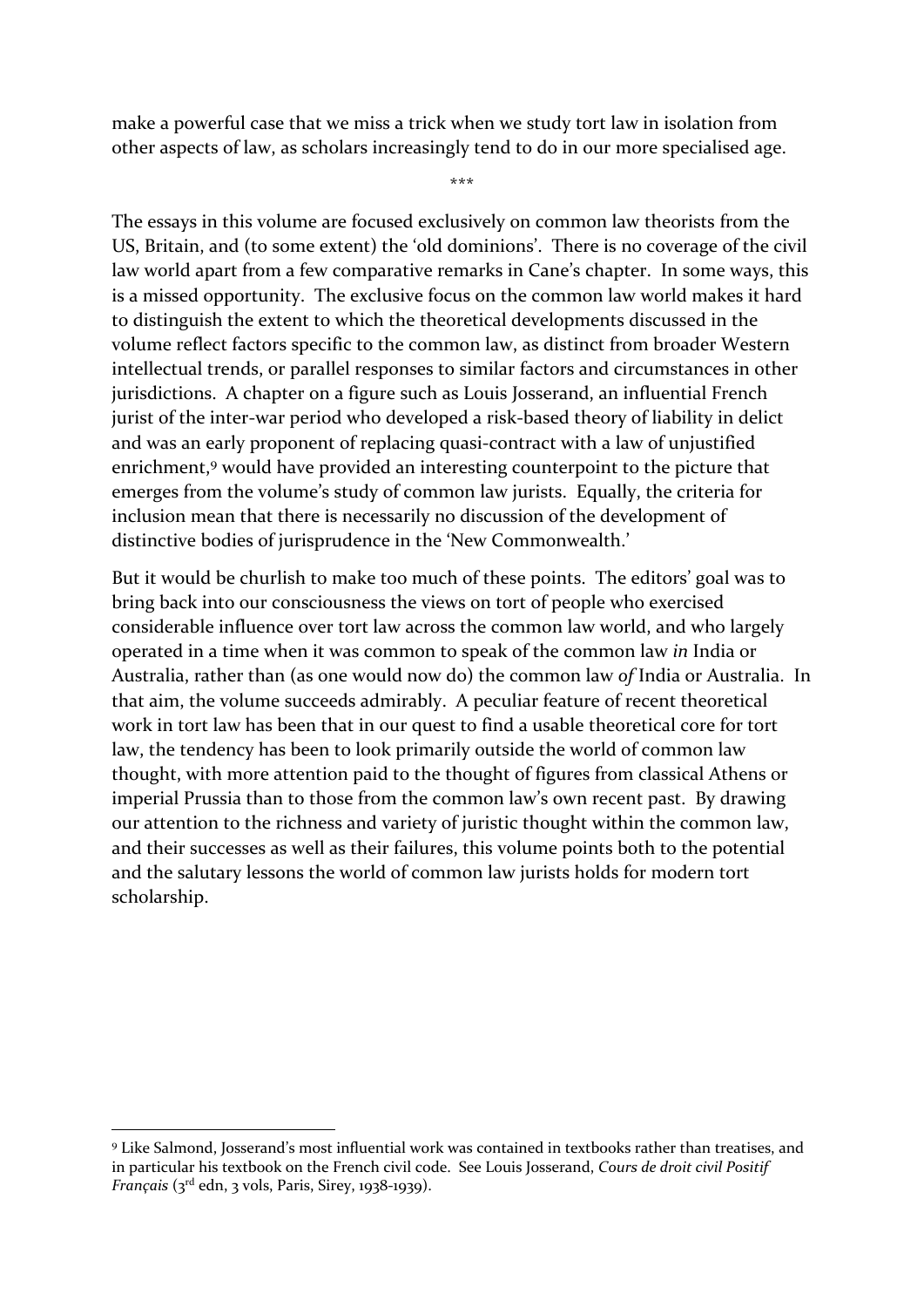make a powerful case that we miss a trick when we study tort law in isolation from other aspects of law, as scholars increasingly tend to do in our more specialised age.

\*\*\*

The essays in this volume are focused exclusively on common law theorists from the US, Britain, and (to some extent) the 'old dominions'. There is no coverage of the civil law world apart from a few comparative remarks in Cane's chapter. In some ways, this is a missed opportunity. The exclusive focus on the common law world makes it hard to distinguish the extent to which the theoretical developments discussed in the volume reflect factors specific to the common law, as distinct from broader Western intellectual trends, or parallel responses to similar factors and circumstances in other jurisdictions. A chapter on a figure such as Louis Josserand, an influential French jurist of the inter-war period who developed a risk-based theory of liability in delict and was an early proponent of replacing quasi-contract with a law of unjustified enrichment,[9] would have provided an interesting counterpoint to the picture that emerges from the volume's study of common law jurists. Equally, the criteria for inclusion mean that there is necessarily no discussion of the development of distinctive bodies of jurisprudence in the 'New Commonwealth.'

But it would be churlish to make too much of these points. The editors' goal was to bring back into our consciousness the views on tort of people who exercised considerable influence over tort law across the common law world, and who largely operated in a time when it was common to speak of the common law *in* India or Australia, rather than (as one would now do) the common law *of* India or Australia. In that aim, the volume succeeds admirably. A peculiar feature of recent theoretical work in tort law has been that in our quest to find a usable theoretical core for tort law, the tendency has been to look primarily outside the world of common law thought, with more attention paid to the thought of figures from classical Athens or imperial Prussia than to those from the common law's own recent past. By drawing our attention to the richness and variety of juristic thought within the common law, and their successes as well as their failures, this volume points both to the potential and the salutary lessons the world of common law jurists holds for modern tort scholarship.

---

[9] Like Salmond, Josserand's most influential work was contained in textbooks rather than treatises, and in particular his textbook on the French civil code. See Louis Josserand, *Cours de droit civil Positif Français* (3rd edn, 3 vols, Paris, Sirey, 1938-1939).